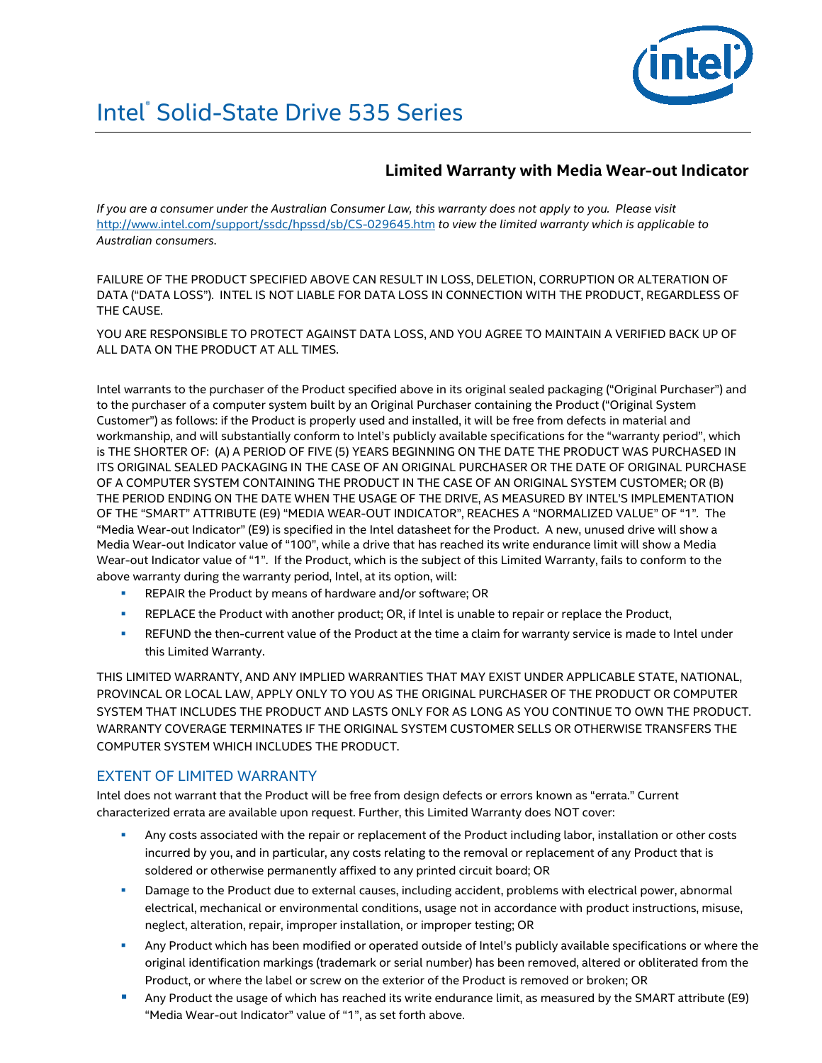// Intel® Solid-State Drive 535 Series

## Limited Warranty with Media Wear-out Indicator

*If you are a consumer under the Australian Consumer Law, this warranty does not apply to you. Please visit* [http://www.intel.com/support/ssdc/hpssd/sb/CS-029645.htm](http://www.intel.com/support/ssdc/hpssd/sb/CS-029645.htm) *to view the limited warranty which is applicable to Australian consumers.*

FAILURE OF THE PRODUCT SPECIFIED ABOVE CAN RESULT IN LOSS, DELETION, CORRUPTION OR ALTERATION OF DATA ("DATA LOSS"). INTEL IS NOT LIABLE FOR DATA LOSS IN CONNECTION WITH THE PRODUCT, REGARDLESS OF THE CAUSE.

YOU ARE RESPONSIBLE TO PROTECT AGAINST DATA LOSS, AND YOU AGREE TO MAINTAIN A VERIFIED BACK UP OF ALL DATA ON THE PRODUCT AT ALL TIMES.

Intel warrants to the purchaser of the Product specified above in its original sealed packaging ("Original Purchaser") and to the purchaser of a computer system built by an Original Purchaser containing the Product ("Original System Customer") as follows: if the Product is properly used and installed, it will be free from defects in material and workmanship, and will substantially conform to Intel's publicly available specifications for the "warranty period", which is THE SHORTER OF: (A) A PERIOD OF FIVE (5) YEARS BEGINNING ON THE DATE THE PRODUCT WAS PURCHASED IN ITS ORIGINAL SEALED PACKAGING IN THE CASE OF AN ORIGINAL PURCHASER OR THE DATE OF ORIGINAL PURCHASE OF A COMPUTER SYSTEM CONTAINING THE PRODUCT IN THE CASE OF AN ORIGINAL SYSTEM CUSTOMER; OR (B) THE PERIOD ENDING ON THE DATE WHEN THE USAGE OF THE DRIVE, AS MEASURED BY INTEL'S IMPLEMENTATION OF THE "SMART" ATTRIBUTE (E9) "MEDIA WEAR-OUT INDICATOR", REACHES A "NORMALIZED VALUE" OF "1". The "Media Wear-out Indicator" (E9) is specified in the Intel datasheet for the Product. A new, unused drive will show a Media Wear-out Indicator value of "100", while a drive that has reached its write endurance limit will show a Media Wear-out Indicator value of "1". If the Product, which is the subject of this Limited Warranty, fails to conform to the above warranty during the warranty period, Intel, at its option, will:

- REPAIR the Product by means of hardware and/or software; OR
- REPLACE the Product with another product; OR, if Intel is unable to repair or replace the Product,
- REFUND the then-current value of the Product at the time a claim for warranty service is made to Intel under this Limited Warranty.

THIS LIMITED WARRANTY, AND ANY IMPLIED WARRANTIES THAT MAY EXIST UNDER APPLICABLE STATE, NATIONAL, PROVINCAL OR LOCAL LAW, APPLY ONLY TO YOU AS THE ORIGINAL PURCHASER OF THE PRODUCT OR COMPUTER SYSTEM THAT INCLUDES THE PRODUCT AND LASTS ONLY FOR AS LONG AS YOU CONTINUE TO OWN THE PRODUCT. WARRANTY COVERAGE TERMINATES IF THE ORIGINAL SYSTEM CUSTOMER SELLS OR OTHERWISE TRANSFERS THE COMPUTER SYSTEM WHICH INCLUDES THE PRODUCT.

### EXTENT OF LIMITED WARRANTY

Intel does not warrant that the Product will be free from design defects or errors known as "errata." Current characterized errata are available upon request. Further, this Limited Warranty does NOT cover:

- Any costs associated with the repair or replacement of the Product including labor, installation or other costs incurred by you, and in particular, any costs relating to the removal or replacement of any Product that is soldered or otherwise permanently affixed to any printed circuit board; OR
- Damage to the Product due to external causes, including accident, problems with electrical power, abnormal electrical, mechanical or environmental conditions, usage not in accordance with product instructions, misuse, neglect, alteration, repair, improper installation, or improper testing; OR
- Any Product which has been modified or operated outside of Intel's publicly available specifications or where the original identification markings (trademark or serial number) has been removed, altered or obliterated from the Product, or where the label or screw on the exterior of the Product is removed or broken; OR
- Any Product the usage of which has reached its write endurance limit, as measured by the SMART attribute (E9) "Media Wear-out Indicator" value of "1", as set forth above.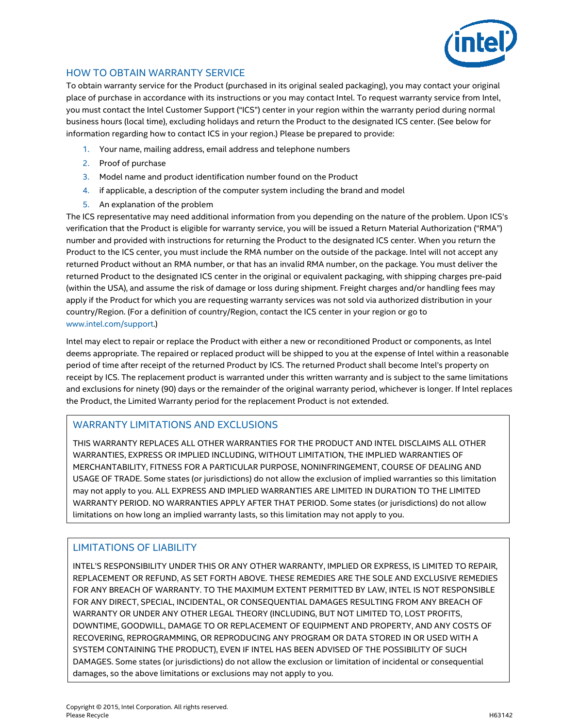## HOW TO OBTAIN WARRANTY SERVICE

To obtain warranty service for the Product (purchased in its original sealed packaging), you may contact your original place of purchase in accordance with its instructions or you may contact Intel. To request warranty service from Intel, you must contact the Intel Customer Support ("ICS") center in your region within the warranty period during normal business hours (local time), excluding holidays and return the Product to the designated ICS center. (See below for information regarding how to contact ICS in your region.) Please be prepared to provide:

1. Your name, mailing address, email address and telephone numbers
2. Proof of purchase
3. Model name and product identification number found on the Product
4. if applicable, a description of the computer system including the brand and model
5. An explanation of the problem

The ICS representative may need additional information from you depending on the nature of the problem. Upon ICS's verification that the Product is eligible for warranty service, you will be issued a Return Material Authorization ("RMA") number and provided with instructions for returning the Product to the designated ICS center. When you return the Product to the ICS center, you must include the RMA number on the outside of the package. Intel will not accept any returned Product without an RMA number, or that has an invalid RMA number, on the package. You must deliver the returned Product to the designated ICS center in the original or equivalent packaging, with shipping charges pre-paid (within the USA), and assume the risk of damage or loss during shipment. Freight charges and/or handling fees may apply if the Product for which you are requesting warranty services was not sold via authorized distribution in your country/Region. (For a definition of country/Region, contact the ICS center in your region or go to www.intel.com/support.)

Intel may elect to repair or replace the Product with either a new or reconditioned Product or components, as Intel deems appropriate. The repaired or replaced product will be shipped to you at the expense of Intel within a reasonable period of time after receipt of the returned Product by ICS. The returned Product shall become Intel's property on receipt by ICS. The replacement product is warranted under this written warranty and is subject to the same limitations and exclusions for ninety (90) days or the remainder of the original warranty period, whichever is longer. If Intel replaces the Product, the Limited Warranty period for the replacement Product is not extended.

## WARRANTY LIMITATIONS AND EXCLUSIONS

THIS WARRANTY REPLACES ALL OTHER WARRANTIES FOR THE PRODUCT AND INTEL DISCLAIMS ALL OTHER WARRANTIES, EXPRESS OR IMPLIED INCLUDING, WITHOUT LIMITATION, THE IMPLIED WARRANTIES OF MERCHANTABILITY, FITNESS FOR A PARTICULAR PURPOSE, NONINFRINGEMENT, COURSE OF DEALING AND USAGE OF TRADE. Some states (or jurisdictions) do not allow the exclusion of implied warranties so this limitation may not apply to you. ALL EXPRESS AND IMPLIED WARRANTIES ARE LIMITED IN DURATION TO THE LIMITED WARRANTY PERIOD. NO WARRANTIES APPLY AFTER THAT PERIOD. Some states (or jurisdictions) do not allow limitations on how long an implied warranty lasts, so this limitation may not apply to you.

## LIMITATIONS OF LIABILITY

INTEL'S RESPONSIBILITY UNDER THIS OR ANY OTHER WARRANTY, IMPLIED OR EXPRESS, IS LIMITED TO REPAIR, REPLACEMENT OR REFUND, AS SET FORTH ABOVE. THESE REMEDIES ARE THE SOLE AND EXCLUSIVE REMEDIES FOR ANY BREACH OF WARRANTY. TO THE MAXIMUM EXTENT PERMITTED BY LAW, INTEL IS NOT RESPONSIBLE FOR ANY DIRECT, SPECIAL, INCIDENTAL, OR CONSEQUENTIAL DAMAGES RESULTING FROM ANY BREACH OF WARRANTY OR UNDER ANY OTHER LEGAL THEORY (INCLUDING, BUT NOT LIMITED TO, LOST PROFITS, DOWNTIME, GOODWILL, DAMAGE TO OR REPLACEMENT OF EQUIPMENT AND PROPERTY, AND ANY COSTS OF RECOVERING, REPROGRAMMING, OR REPRODUCING ANY PROGRAM OR DATA STORED IN OR USED WITH A SYSTEM CONTAINING THE PRODUCT), EVEN IF INTEL HAS BEEN ADVISED OF THE POSSIBILITY OF SUCH DAMAGES. Some states (or jurisdictions) do not allow the exclusion or limitation of incidental or consequential damages, so the above limitations or exclusions may not apply to you.

Copyright © 2015, Intel Corporation. All rights reserved.
Please Recycle

H63142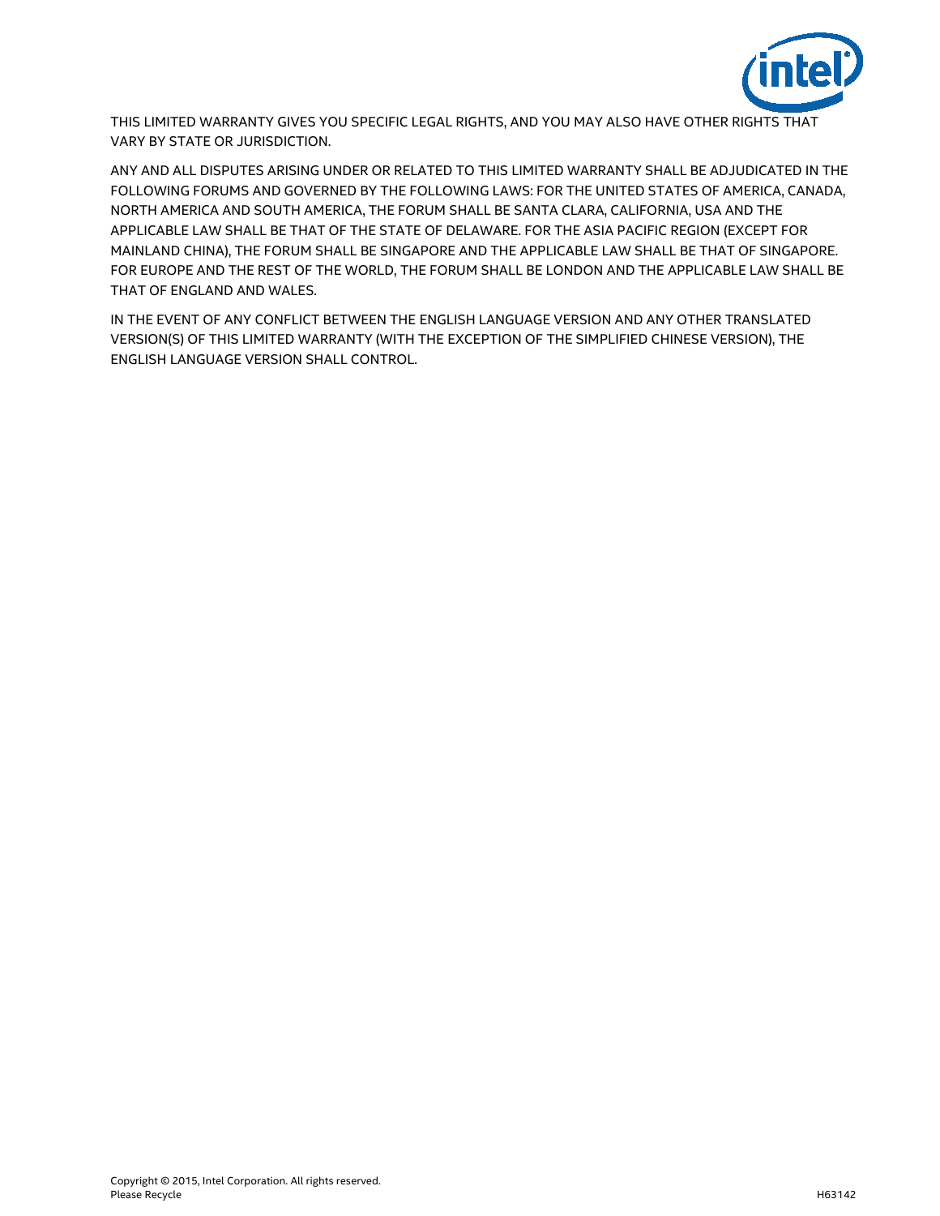THIS LIMITED WARRANTY GIVES YOU SPECIFIC LEGAL RIGHTS, AND YOU MAY ALSO HAVE OTHER RIGHTS THAT VARY BY STATE OR JURISDICTION.

ANY AND ALL DISPUTES ARISING UNDER OR RELATED TO THIS LIMITED WARRANTY SHALL BE ADJUDICATED IN THE FOLLOWING FORUMS AND GOVERNED BY THE FOLLOWING LAWS: FOR THE UNITED STATES OF AMERICA, CANADA, NORTH AMERICA AND SOUTH AMERICA, THE FORUM SHALL BE SANTA CLARA, CALIFORNIA, USA AND THE APPLICABLE LAW SHALL BE THAT OF THE STATE OF DELAWARE. FOR THE ASIA PACIFIC REGION (EXCEPT FOR MAINLAND CHINA), THE FORUM SHALL BE SINGAPORE AND THE APPLICABLE LAW SHALL BE THAT OF SINGAPORE. FOR EUROPE AND THE REST OF THE WORLD, THE FORUM SHALL BE LONDON AND THE APPLICABLE LAW SHALL BE THAT OF ENGLAND AND WALES.

IN THE EVENT OF ANY CONFLICT BETWEEN THE ENGLISH LANGUAGE VERSION AND ANY OTHER TRANSLATED VERSION(S) OF THIS LIMITED WARRANTY (WITH THE EXCEPTION OF THE SIMPLIFIED CHINESE VERSION), THE ENGLISH LANGUAGE VERSION SHALL CONTROL.

Copyright © 2015, Intel Corporation. All rights reserved.
Please Recycle

H63142